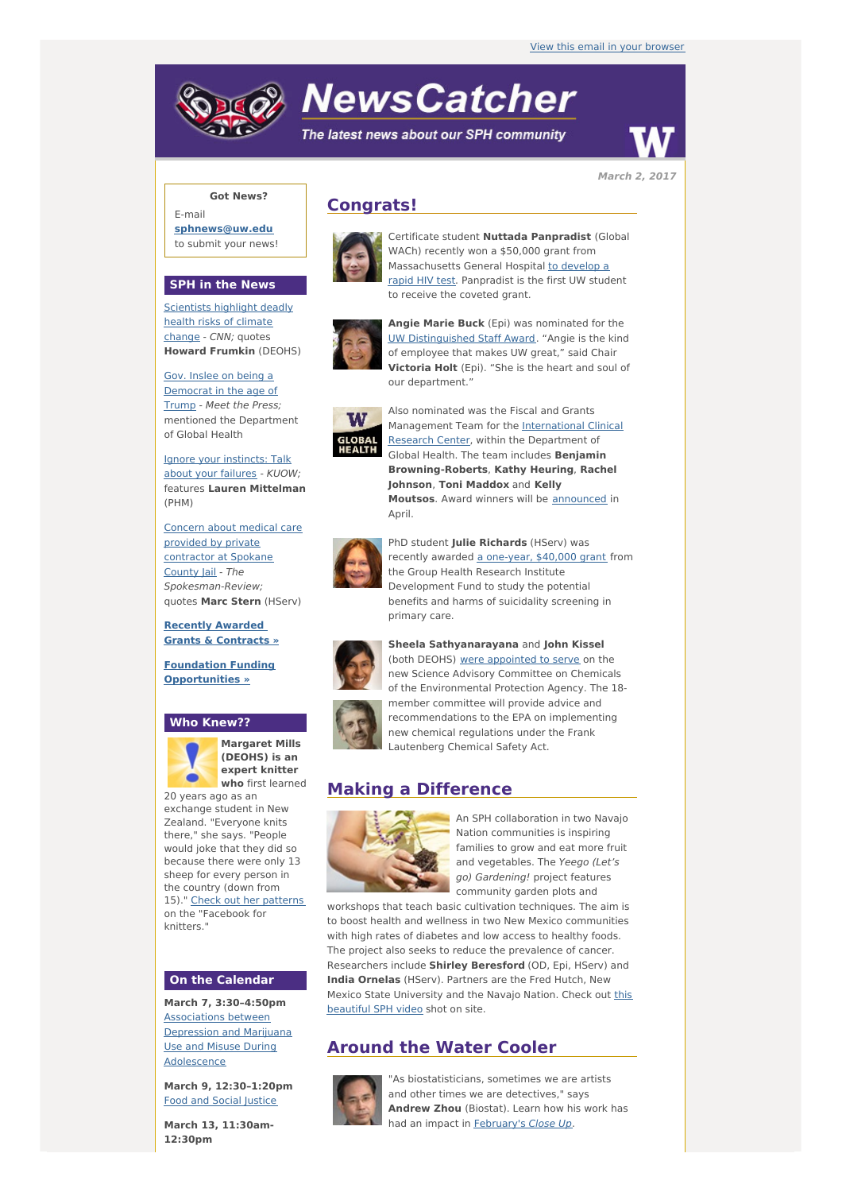View this email in your browser

# NewsCatcher

*The latest news about our SPH community*

**March 2, 2017**

**Got News?**

E-mail **sphnews@uw.edu** to submit your news!

## SPH in the News

Scientists highlight deadly health risks of climate change - *CNN;* quotes **Howard Frumkin** (DEOHS)

Gov. Inslee on being a Democrat in the age of Trump - *Meet the Press;* mentioned the Department of Global Health

Ignore your instincts: Talk about your failures - *KUOW;* features **Lauren Mittelman** (PHM)

Concern about medical care provided by private contractor at Spokane County Jail - *The Spokesman-Review;* quotes **Marc Stern** (HServ)

**Recently Awarded Grants & Contracts »**

**Foundation Funding Opportunities »**

## Who Knew??

**Margaret Mills (DEOHS) is an expert knitter who** first learned 20 years ago as an exchange student in New Zealand. "Everyone knits there," she says. "People would joke that they did so because there were only 13 sheep for every person in the country (down from 15)." Check out her patterns on the "Facebook for knitters."

## On the Calendar

**March 7, 3:30-4:50pm**
Associations between Depression and Marijuana Use and Misuse During Adolescence

**March 9, 12:30-1:20pm**
Food and Social Justice

**March 13, 11:30am-12:30pm**

## Congrats!

Certificate student **Nuttada Panpradist** (Global WACh) recently won a $50,000 grant from Massachusetts General Hospital to develop a rapid HIV test. Panpradist is the first UW student to receive the coveted grant.

**Angie Marie Buck** (Epi) was nominated for the UW Distinguished Staff Award. "Angie is the kind of employee that makes UW great," said Chair **Victoria Holt** (Epi). "She is the heart and soul of our department."

Also nominated was the Fiscal and Grants Management Team for the International Clinical Research Center, within the Department of Global Health. The team includes **Benjamin Browning-Roberts**, **Kathy Heuring**, **Rachel Johnson**, **Toni Maddox** and **Kelly Moutsos**. Award winners will be announced in April.

PhD student **Julie Richards** (HServ) was recently awarded a one-year, $40,000 grant from the Group Health Research Institute Development Fund to study the potential benefits and harms of suicidality screening in primary care.

**Sheela Sathyanarayana** and **John Kissel** (both DEOHS) were appointed to serve on the new Science Advisory Committee on Chemicals of the Environmental Protection Agency. The 18-member committee will provide advice and recommendations to the EPA on implementing new chemical regulations under the Frank Lautenberg Chemical Safety Act.

## Making a Difference

An SPH collaboration in two Navajo Nation communities is inspiring families to grow and eat more fruit and vegetables. The *Yeego (Let's go) Gardening!* project features community garden plots and workshops that teach basic cultivation techniques. The aim is to boost health and wellness in two New Mexico communities with high rates of diabetes and low access to healthy foods. The project also seeks to reduce the prevalence of cancer. Researchers include **Shirley Beresford** (OD, Epi, HServ) and **India Ornelas** (HServ). Partners are the Fred Hutch, New Mexico State University and the Navajo Nation. Check out this beautiful SPH video shot on site.

## Around the Water Cooler

"As biostatisticians, sometimes we are artists and other times we are detectives," says **Andrew Zhou** (Biostat). Learn how his work has had an impact in February's *Close Up*.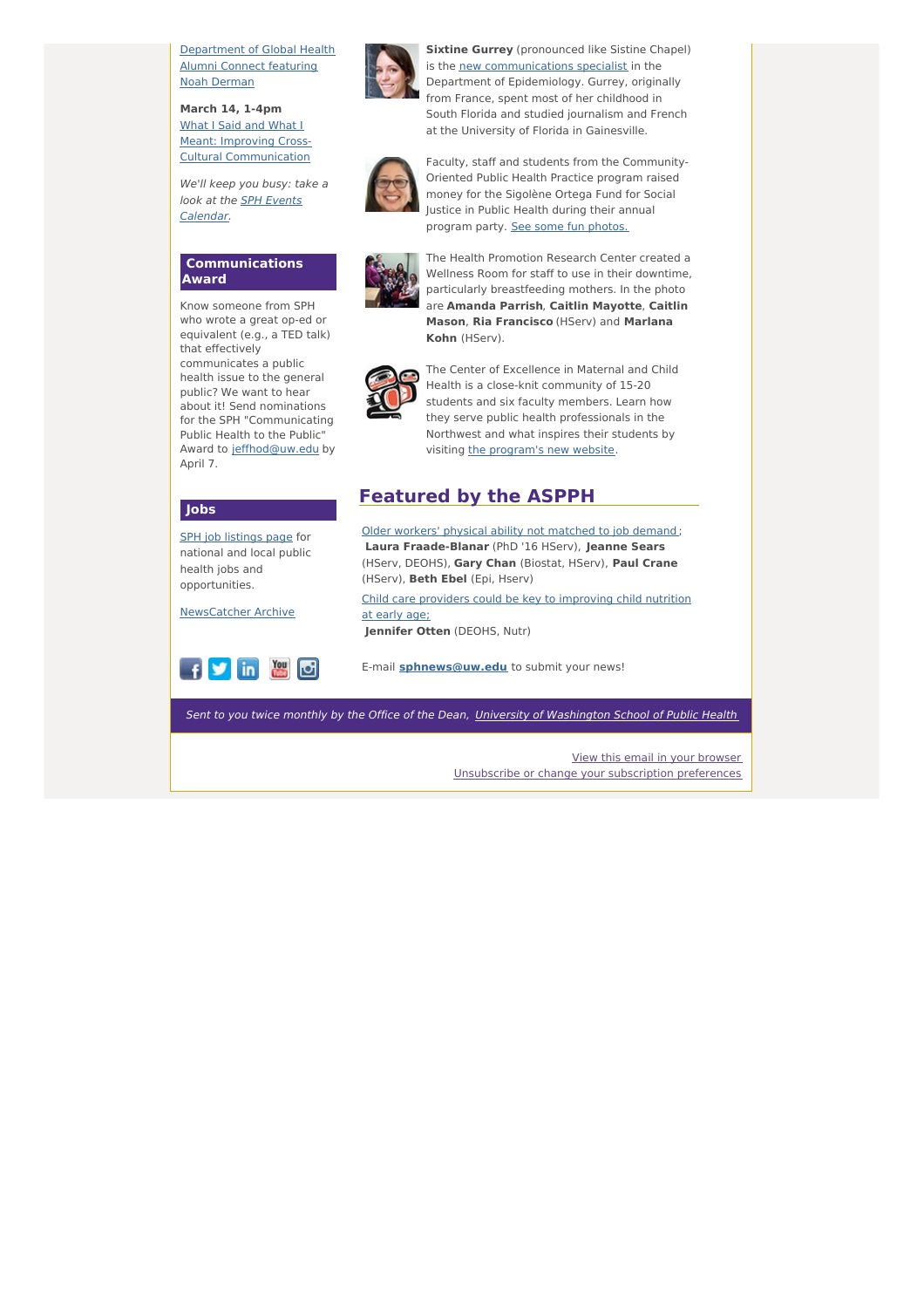Department of Global Health Alumni Connect featuring Noah Derman

**March 14, 1-4pm**
What I Said and What I Meant: Improving Cross-Cultural Communication

*We'll keep you busy: take a look at the SPH Events Calendar.*

## Communications Award

Know someone from SPH who wrote a great op-ed or equivalent (e.g., a TED talk) that effectively communicates a public health issue to the general public? We want to hear about it! Send nominations for the SPH "Communicating Public Health to the Public" Award to jeffhod@uw.edu by April 7.

## Jobs

SPH job listings page for national and local public health jobs and opportunities.

NewsCatcher Archive

**Sixtine Gurrey** (pronounced like Sistine Chapel) is the new communications specialist in the Department of Epidemiology. Gurrey, originally from France, spent most of her childhood in South Florida and studied journalism and French at the University of Florida in Gainesville.

Faculty, staff and students from the Community-Oriented Public Health Practice program raised money for the Sigolène Ortega Fund for Social Justice in Public Health during their annual program party. See some fun photos.

The Health Promotion Research Center created a Wellness Room for staff to use in their downtime, particularly breastfeeding mothers. In the photo are **Amanda Parrish**, **Caitlin Mayotte**, **Caitlin Mason**, **Ria Francisco** (HServ) and **Marlana Kohn** (HServ).

The Center of Excellence in Maternal and Child Health is a close-knit community of 15-20 students and six faculty members. Learn how they serve public health professionals in the Northwest and what inspires their students by visiting the program's new website.

## Featured by the ASPPH

Older workers' physical ability not matched to job demand; **Laura Fraade-Blanar** (PhD '16 HServ), **Jeanne Sears** (HServ, DEOHS), **Gary Chan** (Biostat, HServ), **Paul Crane** (HServ), **Beth Ebel** (Epi, Hserv)

Child care providers could be key to improving child nutrition at early age; **Jennifer Otten** (DEOHS, Nutr)

E-mail **sphnews@uw.edu** to submit your news!

*Sent to you twice monthly by the Office of the Dean, University of Washington School of Public Health*

View this email in your browser
Unsubscribe or change your subscription preferences